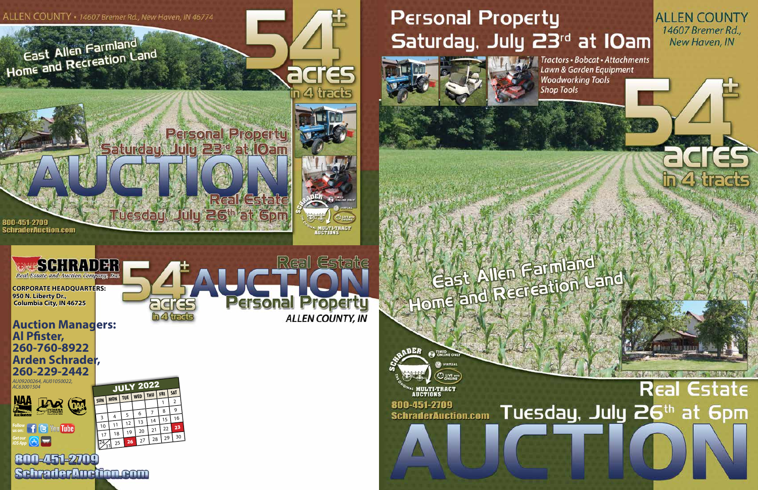ALLEN COUNTY • 14607 Bremer Rd., New Haven, IN 46774

# East Allen Farmland Home and Recreation Land

## 54± acres in 4 tracts

# AUCTION

**Personal Property** Saturday, July 23rd at 10am

**Real Estate** Tuesday, July 26th at 6pm

800-451-2709
SchraderAuction.com

Schrader The Original Multi-Tract Auctions — Timed Online Only • Virtual • Live with Online

---

**SCHRADER** Real Estate and Auction Company, Inc.

**CORPORATE HEADQUARTERS:**
950 N. Liberty Dr.,
Columbia City, IN 46725

## Auction Managers:
**Al Pfister, 260-760-8922**
**Arden Schrader, 260-229-2442**

*AU09200264, AU01050022, AC63001504*

NAA Auctioneers • Indiana Auctioneers Association • OAA

Follow us on: Facebook, Twitter, YouTube
Get our iOS App

**JULY 2022**

| SUN | MON | TUE | WED | THU | FRI | SAT |
|---|---|---|---|---|---|---|
| | | | | | 1 | 2 |
| 3 | 4 | 5 | 6 | 7 | 8 | 9 |
| 10 | 11 | 12 | 13 | 14 | 15 | 16 |
| 17 | 18 | 19 | 20 | 21 | 22 | **23** |
| 24/31 | 25 | **26** | 27 | 28 | 29 | 30 |

800-451-2709
SchraderAuction.com

## 54± acres in 4 tracts

# Real Estate AUCTION Personal Property

*ALLEN COUNTY, IN*

---

# Personal Property Saturday, July 23rd at 10am

ALLEN COUNTY
*14607 Bremer Rd., New Haven, IN*

*Tractors • Bobcat • Attachments*
*Lawn & Garden Equipment*
*Woodworking Tools*
*Shop Tools*

## 54± acres in 4 tracts

# East Allen Farmland Home and Recreation Land

Schrader The Original Multi-Tract Auctions — Timed Online Only • Virtual • Live with Online

800-451-2709
SchraderAuction.com

# Real Estate Tuesday, July 26th at 6pm

# AUCTION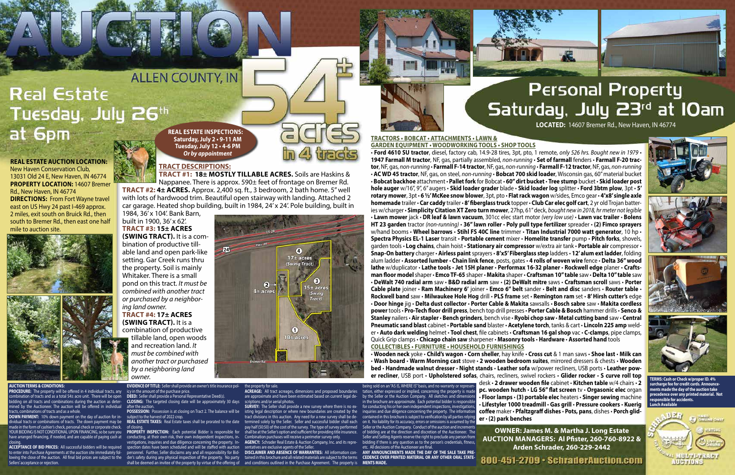# AUCTION

## ALLEN COUNTY, IN

# 54± acres in 4 tracts

## Real Estate Tuesday, July 26th at 6pm

**REAL ESTATE AUCTION LOCATION:** New Haven Conservation Club, 13031 Old 24 E, New Haven, IN 46774
**PROPERTY LOCATION:** 14607 Bremer Rd., New Haven, IN 46774
**DIRECTIONS:** From Fort Wayne travel east on US Hwy 24 past I-469 approx. 2 miles, exit south on Bruick Rd., then south to Bremer Rd., then east one half mile to auction site.

**REAL ESTATE INSPECTIONS:**
**Saturday, July 2 • 9-11 AM**
**Tuesday, July 12 • 4-6 PM**
***Or by appointment***

### TRACT DESCRIPTIONS:

**TRACT #1: 18± MOSTLY TILLABLE ACRES.** Soils are Haskins & Nappanee. There is approx. 590± feet of frontage on Bremer Rd.

**TRACT #2: 4± ACRES.** Approx. 2,400 sq. ft., 3 bedroom, 2 bath home. 5" well with lots of hardwood trim. Beautiful open stairway with landing. Attached 2 car garage. Heated shop building, built in 1984, 24' x 24'. Pole building, built in 1984, 36' x 104'. Bank Barn, built in 1900, 36' x 62'.

**TRACT #3: 15± ACRES (SWING TRACT).** It is a combination of productive tillable land and open park-like setting. Gar Creek runs thru the property. Soil is mainly Whitaker. There is a small pond on this tract. *It must be combined with another tract or purchased by a neighboring land owner.*

**TRACT #4: 17± ACRES (SWING TRACT).** It is a combination of productive tillable land, open woods and recreation land. *It must be combined with another tract or purchased by a neighboring land owner.*

US 24
Hwy 24
24
4 17± acres (Swing Tract)
2 4± acres
3 15± acres (Swing Tract)
1 18± acres
Bremer Rd

**AUCTION TERMS & CONDITIONS:**

**PROCEDURE:** The property will be offered in 4 individual tracts, any combination of tracts and as a total 54± acre unit. There will be open bidding on all tracts and combinations during the auction as determined by the Auctioneer. The auction will be offered in individual tracts, combinations of tracts and as a whole.

**DOWN PAYMENT:** 10% down payment on the day of auction for individual tracts or combinations of tracts. The down payment may be made in the form of cashier's check, personal check or corporate check. YOUR BIDDING IS NOT CONDITIONAL UPON FINANCING, so be sure you have arranged financing, if needed, and are capable of paying cash at closing.

**ACCEPTANCE OF BID PRICES:** All successful bidders will be required to enter into Purchase Agreements at the auction site immediately following the close of the auction. All final bid prices are subject to the Sellers' acceptance or rejection.

**EVIDENCE OF TITLE:** Seller shall provide an owner's title insurance policy in the amount of the purchase price.

**DEED:** Seller shall provide a Personal Representative Deed(s).

**CLOSING:** The targeted closing date will be approximately 30 days after the auction.

**POSSESSION:** Possession is at closing on Tract 2. The balance will be subject to the harvest of 2022 crop.

**REAL ESTATE TAXES:** Real Estate taxes shall be prorated to the date of closing.

**PROPERTY INSPECTION:** Each potential Bidder is responsible for conducting, at their own risk, their own independent inspections, investigations, inquiries and due diligence concerning the property. Inspection dates have been scheduled and will be staffed with auction personnel. Further, Seller disclaims any and all responsibility for Bidder's safety during any physical inspection of the property. No party shall be deemed an invitee of the property by virtue of the offering of the property for sale.

**ACREAGE:** All tract acreages, dimensions and proposed boundaries are approximate and have been estimated based on current legal descriptions and/or aerial photos.

**SURVEY:** The Seller shall provide a new survey where there is no existing legal description or where new boundaries are created by the tract divisions in this auction. Any need for a new survey shall be determined solely by the Seller. Seller and successful bidder shall each pay half (50:50) of the cost of the survey. The type of survey performed shall be at the Seller's option and sufficient for providing title insurance. Combination purchases will receive a perimeter survey only.

**AGENCY:** Schrader Real Estate & Auction Company, Inc. and its representatives are exclusive agents of the Seller.

**DISCLAIMER AND ABSENCE OF WARRANTIES:** All information contained in this brochure and all related materials are subject to the terms and conditions outlined in the Purchase Agreement. The property is being sold on an "AS IS, WHERE IS" basis, and no warranty or representation, either expressed or implied, concerning the property is made by the Seller or the Auction Company. All sketches and dimensions in the brochure are approximate. Each potential bidder is responsible for conducting his or her own independent inspections, investigations, inquiries and due diligence concerning the property. The information contained in this brochure is subject to verification by all parties relying on it. No liability for its accuracy, errors or omissions is assumed by the Seller or the Auction Company. Conduct of the auction and increments of bidding are at the direction and discretion of the Auctioneer. The Seller and Selling Agents reserve the right to preclude any person from bidding if there is any question as to the person's credentials, fitness, etc. All decisions of the Auctioneer are final.

**ANY ANNOUNCEMENTS MADE THE DAY OF THE SALE TAKE PRECEDENCE OVER PRINTED MATERIAL OR ANY OTHER ORAL STATEMENTS MADE.**

## Personal Property Saturday, July 23rd at 10am

**LOCATED:** 14607 Bremer Rd., New Haven, IN 46774

### TRACTORS • BOBCAT • ATTACHMENTS • LAWN & GARDEN EQUIPMENT • WOODWORKING TOOLS • SHOP TOOLS

• **Ford 4610 SU tractor**, diesel, factory cab, 14.9-28 tires, 3pt, pto, 1 remote, *only 526 hrs. Bought new in 1979* • **1947 Farmall M tractor**, NF, gas, partially assembled, *non-running* • **Set of farmall** fenders • **Farmall F-20 tractor**, NF, gas, *non-running* • **Farmall F-14 tractor**, NF, gas, *non-running* • **Farmall F-12 tractor**, NF, gas, *non-running* • **AC WD 45 tractor**, NF, gas, on steel, *non-running* • **Bobcat 700 skid loader**, Wisconsin gas, 60" material bucket • **Bobcat backhoe** attachment • **Pallet fork** for Bobcat • **60" dirt bucket** • **Tree stump** bucket • **Skid loader post hole auger** w/16", 9", 6" augers • **Skid loader grader** blade • **Skid loader log** splitter • **Ford 3btm plow**, 3pt • **5' rotary mower**, 3pt • **6 ½' McKee snow blower**, 3pt, pto • **Flat rack wagon** w/sides, Emco gear • **4'x8' single axle homemade** trailer • **Car caddy** trailer • **8' fiberglass truck** topper • **Club Car elec golf cart**, 2 yr old Trojan batteries w/charger • **Simplicity Citation XT Zero turn mower**, 27hp, 61" deck, *bought new in 2018, hr meter not legible* • **Lawn mower** jack • **DR leaf & lawn vacuum**, 301cc elec start motor *(very low use)* • **Lawn vac trailer** • **Bolens HT 23 garden** tractor *(non-running)* • **36" lawn roller** • **Poly pull type fertilizer** spreader • **(2) Fimco sprayers** w/hand booms • **Wheel barrows** • **Stihl FS 40C line** trimmer • **Titan Industrial 7000 watt generator**, 10 hp • **Spectra Physics EL-1 Laser** transit • **Portable cement** mixer • **Homelite transfer** pump • **Pitch forks**, shovels, garden tools • **Log chains**, chain hoist • **Stationary air compressor** w/extra air tank • **Portable air** compressor • **Snap-On battery** charger • **Airless paint** sprayers • **8'x5' Fiberglass step** ladders • **12' alum ext ladder**, folding alum ladder • **Assorted lumber** • **Chain link fence**, posts, gates • **4 rolls of woven wire** fence • **Delta 36" wood lathe** w/duplicator • **Lathe tools** • **Jet 15H planer** • **Performax 16-32 planer** • **Rockwell edge** planer • **Craftsman floor model** shaper • **Emco TF-65** shaper • **Makita** shaper • **Craftsman 10" table** saw • **Delta 10" table** saw • **DeWalt 740 radial arm** saw • **B&D radial arm** saw • **(2) DeWalt mitre** saws • **Craftsman scroll** saws • **Porter Cable plate** joiner • **Ram Machinery 6'** joiner • **Emco 6" belt** sander • **Belt and disc** sanders • **Router table** • **Rockwell band** saw • **Milwaukee Hole Hog** drill • **PLS frame** set • **Remington ram** set • **8' Hirsh cutter's** edge • **Door hinge** jig • **Delta dust collector** • **Porter Cable & Makita** sawsalls • **Bosch sabre** saw • **Makita cordless power** tools • **Pro-Tech floor drill press**, bench top drill presses • **Porter Cable & Bosch** hammer drills • **Senco & Stanley** nailers • **Air stapler** • **Bench grinders**, bench vise • **Ryobi chop saw** • **Metal cutting band** saw • **Central Pneumatic sand blast** cabinet • **Portable sand** blaster • **Acetylene torch**, tanks & cart • **Lincoln 225 amp** welder • **Auto dark welding** helmet • **Tool chest**, file cabinets • **Craftsman 16 gal shop** vac • **C-clamps**, pipe clamps, Quick Grip clamps • **Chicago chain saw** sharpener • **Masonry tools** • **Hardware** • **Assorted hand** tools

### COLLECTIBLES • FURNITURE • HOUSEHOLD FURNISHINGS

• **Wooden neck** yoke • **Child's wagon** • **Corn sheller**, hay knife • **Cross cut** & 1 man saws • **Shoe last** • **Milk can** • **Wash board** • **Warm Morning cast** stove • **2 wooden bedroom suites**, mirrored dressers & chests • **Wooden bed** • **Handmade walnut dresser** • **Night stands** • **Leather sofa** w/power recliners, USB ports • **Leather power recliner**, USB port • **Upholstered sofas**, chairs, recliners, swivel rockers • **Glider rocker** • **S curve roll top** desk • **2 drawer wooden file** cabinet • **Kitchen table** w/4 chairs • **2 pc. wooden hutch** • **LG 56" flat screen** tv • **Orgasonic elec** organ • **Floor lamps** • **(3) portable elec** heaters • **Singer sewing** machine • **Lifestyler 1000 treadmill** • **Gas grill** • **Pressure cookers** • **Kuerig coffee** maker • **Pfaltzgraff dishes** • **Pots, pans**, dishes • **Porch glider** • **(2) park benches**

**TERMS: Cash or Check w/proper ID. 4% surcharge fee for credit cards. Announcements made the day of the auction take precedence over any printed material. Not responsible for accidents. Lunch Available**

**OWNER: James M. & Martha J. Long Estate**
**AUCTION MANAGERS: Al Pfister, 260-760-8922 & Arden Schrader, 260-229-2442**

**800-451-2709 • SchraderAuction.com**